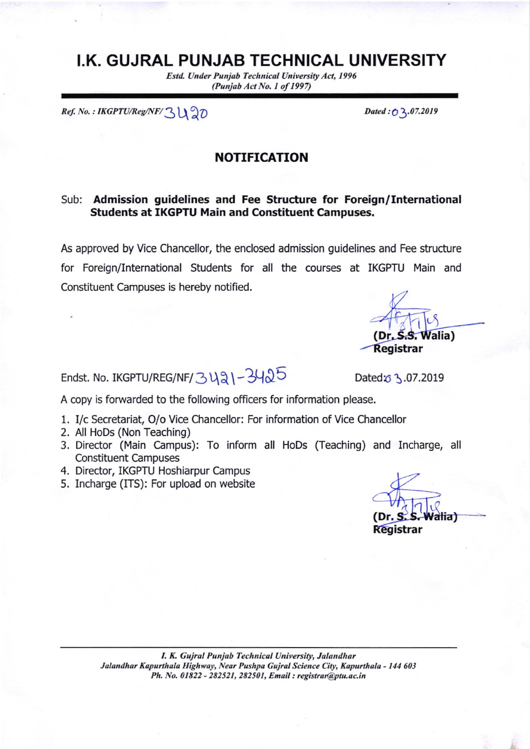# I.K. GUJRAL PUNJAB TECHNICAL UNIVERSITY

*Estd. Under Punjab Technical University Act, 1996*
*(Punjab Act No. 1 of 1997)*

*Ref. No. : IKGPTU/Reg/NF/* 3420 *Dated : 03.07.2019*

## NOTIFICATION

Sub: **Admission guidelines and Fee Structure for Foreign/International Students at IKGPTU Main and Constituent Campuses.**

As approved by Vice Chancellor, the enclosed admission guidelines and Fee structure for Foreign/International Students for all the courses at IKGPTU Main and Constituent Campuses is hereby notified.

**(Dr. S.S. Walia)**
**Registrar**

Endst. No. IKGPTU/REG/NF/3421-3425 Dated: 03.07.2019

A copy is forwarded to the following officers for information please.

1. I/c Secretariat, O/o Vice Chancellor: For information of Vice Chancellor
2. All HoDs (Non Teaching)
3. Director (Main Campus): To inform all HoDs (Teaching) and Incharge, all Constituent Campuses
4. Director, IKGPTU Hoshiarpur Campus
5. Incharge (ITS): For upload on website

**(Dr. S. S. Walia)**
**Registrar**

*I. K. Gujral Punjab Technical University, Jalandhar*
*Jalandhar Kapurthala Highway, Near Pushpa Gujral Science City, Kapurthala - 144 603*
*Ph. No. 01822 - 282521, 282501, Email : registrar@ptu.ac.in*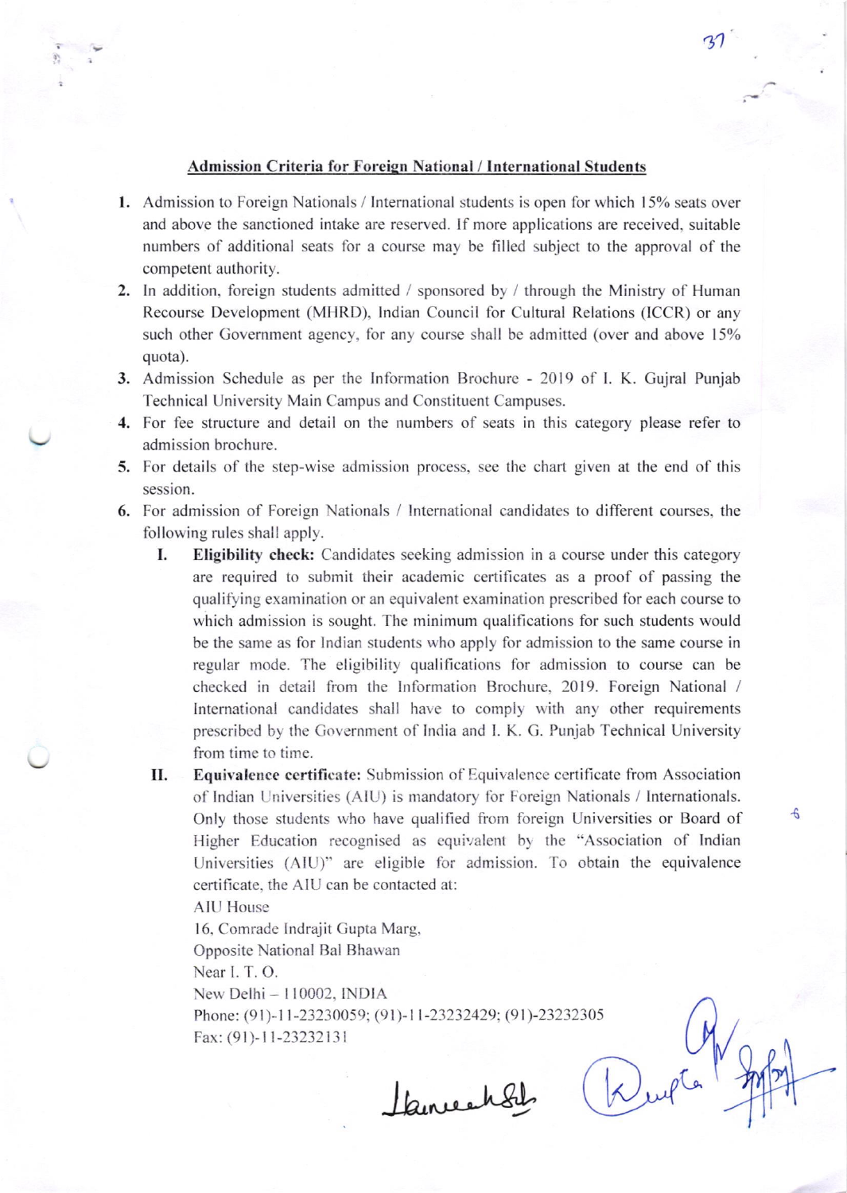## Admission Criteria for Foreign National / International Students

1. Admission to Foreign Nationals / International students is open for which 15% seats over and above the sanctioned intake are reserved. If more applications are received, suitable numbers of additional seats for a course may be filled subject to the approval of the competent authority.
2. In addition, foreign students admitted / sponsored by / through the Ministry of Human Recourse Development (MHRD), Indian Council for Cultural Relations (ICCR) or any such other Government agency, for any course shall be admitted (over and above 15% quota).
3. Admission Schedule as per the Information Brochure - 2019 of I. K. Gujral Punjab Technical University Main Campus and Constituent Campuses.
4. For fee structure and detail on the numbers of seats in this category please refer to admission brochure.
5. For details of the step-wise admission process, see the chart given at the end of this session.
6. For admission of Foreign Nationals / International candidates to different courses, the following rules shall apply.
   - **I. Eligibility check:** Candidates seeking admission in a course under this category are required to submit their academic certificates as a proof of passing the qualifying examination or an equivalent examination prescribed for each course to which admission is sought. The minimum qualifications for such students would be the same as for Indian students who apply for admission to the same course in regular mode. The eligibility qualifications for admission to course can be checked in detail from the Information Brochure, 2019. Foreign National / International candidates shall have to comply with any other requirements prescribed by the Government of India and I. K. G. Punjab Technical University from time to time.
   - **II. Equivalence certificate:** Submission of Equivalence certificate from Association of Indian Universities (AIU) is mandatory for Foreign Nationals / Internationals. Only those students who have qualified from foreign Universities or Board of Higher Education recognised as equivalent by the "Association of Indian Universities (AIU)" are eligible for admission. To obtain the equivalence certificate, the AIU can be contacted at:

     AIU House  
     16, Comrade Indrajit Gupta Marg,  
     Opposite National Bal Bhawan  
     Near I. T. O.  
     New Delhi – 110002, INDIA  
     Phone: (91)-11-23230059; (91)-11-23232429; (91)-23232305  
     Fax: (91)-11-23232131